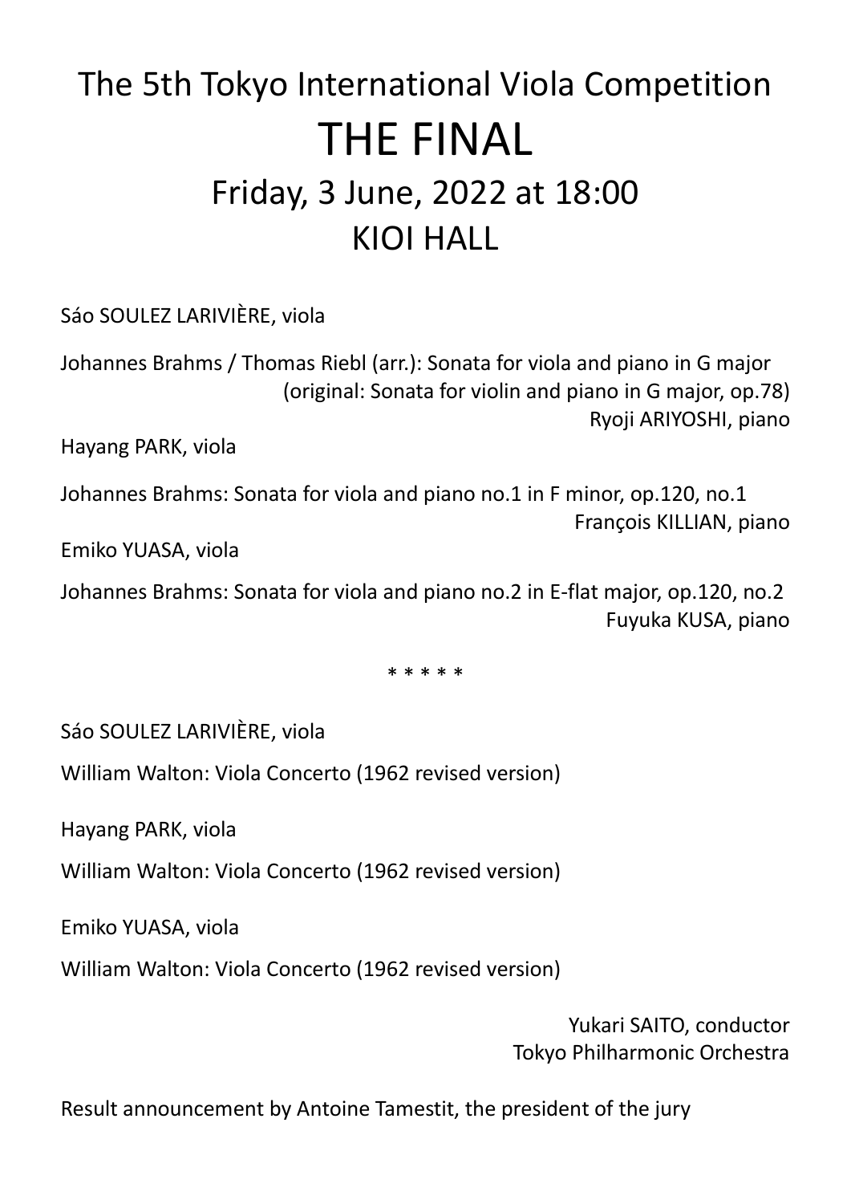# The 5th Tokyo International Viola Competition

# THE FINAL

## Friday, 3 June, 2022 at 18:00

## KIOI HALL

Sáo SOULEZ LARIVIÈRE, viola

Johannes Brahms / Thomas Riebl (arr.): Sonata for viola and piano in G major (original: Sonata for violin and piano in G major, op.78)

Ryoji ARIYOSHI, piano

Hayang PARK, viola

Johannes Brahms: Sonata for viola and piano no.1 in F minor, op.120, no.1

François KILLIAN, piano

Emiko YUASA, viola

Johannes Brahms: Sonata for viola and piano no.2 in E-flat major, op.120, no.2

Fuyuka KUSA, piano

* * * * *

Sáo SOULEZ LARIVIÈRE, viola

William Walton: Viola Concerto (1962 revised version)

Hayang PARK, viola

William Walton: Viola Concerto (1962 revised version)

Emiko YUASA, viola

William Walton: Viola Concerto (1962 revised version)

Yukari SAITO, conductor
Tokyo Philharmonic Orchestra

Result announcement by Antoine Tamestit, the president of the jury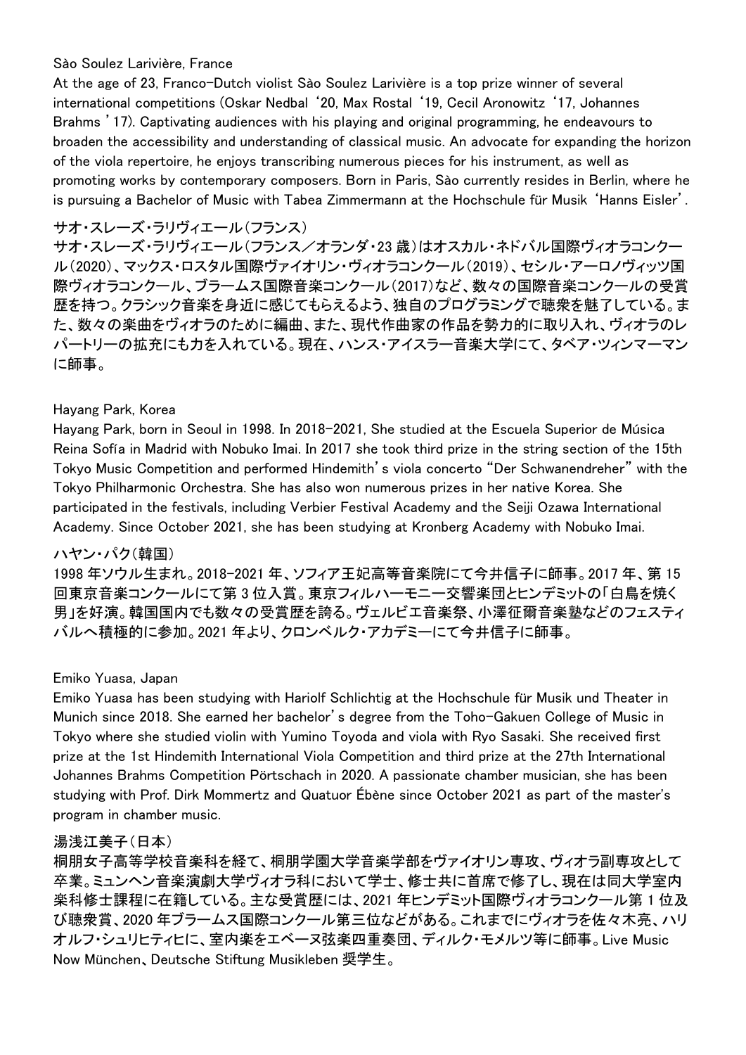Sào Soulez Larivière, France

At the age of 23, Franco-Dutch violist Sào Soulez Larivière is a top prize winner of several international competitions (Oskar Nedbal '20, Max Rostal '19, Cecil Aronowitz '17, Johannes Brahms '17). Captivating audiences with his playing and original programming, he endeavours to broaden the accessibility and understanding of classical music. An advocate for expanding the horizon of the viola repertoire, he enjoys transcribing numerous pieces for his instrument, as well as promoting works by contemporary composers. Born in Paris, Sào currently resides in Berlin, where he is pursuing a Bachelor of Music with Tabea Zimmermann at the Hochschule für Musik 'Hanns Eisler'.

サオ・スレーズ・ラリヴィエール（フランス）

サオ・スレーズ・ラリヴィエール（フランス／オランダ・23 歳）はオスカル・ネドバル国際ヴィオラコンクール（2020）、マックス・ロスタル国際ヴァイオリン・ヴィオラコンクール（2019）、セシル・アーロノヴィッツ国際ヴィオラコンクール、ブラームス国際音楽コンクール（2017）など、数々の国際音楽コンクールの受賞歴を持つ。クラシック音楽を身近に感じてもらえるよう、独自のプログラミングで聴衆を魅了している。また、数々の楽曲をヴィオラのために編曲、また、現代作曲家の作品を勢力的に取り入れ、ヴィオラのレパートリーの拡充にも力を入れている。現在、ハンス・アイスラー音楽大学にて、タベア・ツィンマーマンに師事。

Hayang Park, Korea

Hayang Park, born in Seoul in 1998. In 2018-2021, She studied at the Escuela Superior de Música Reina Sofía in Madrid with Nobuko Imai. In 2017 she took third prize in the string section of the 15th Tokyo Music Competition and performed Hindemith's viola concerto "Der Schwanendreher" with the Tokyo Philharmonic Orchestra. She has also won numerous prizes in her native Korea. She participated in the festivals, including Verbier Festival Academy and the Seiji Ozawa International Academy. Since October 2021, she has been studying at Kronberg Academy with Nobuko Imai.

ハヤン・パク（韓国）

1998 年ソウル生まれ。2018-2021 年、ソフィア王妃高等音楽院にて今井信子に師事。2017 年、第 15 回東京音楽コンクールにて第 3 位入賞。東京フィルハーモニー交響楽団とヒンデミットの「白鳥を焼く男」を好演。韓国国内でも数々の受賞歴を誇る。ヴェルビエ音楽祭、小澤征爾音楽塾などのフェスティバルへ積極的に参加。2021 年より、クロンベルク・アカデミーにて今井信子に師事。

Emiko Yuasa, Japan

Emiko Yuasa has been studying with Hariolf Schlichtig at the Hochschule für Musik und Theater in Munich since 2018. She earned her bachelor's degree from the Toho-Gakuen College of Music in Tokyo where she studied violin with Yumino Toyoda and viola with Ryo Sasaki. She received first prize at the 1st Hindemith International Viola Competition and third prize at the 27th International Johannes Brahms Competition Pörtschach in 2020. A passionate chamber musician, she has been studying with Prof. Dirk Mommertz and Quatuor Ébène since October 2021 as part of the master's program in chamber music.

湯浅江美子（日本）

桐朋女子高等学校音楽科を経て、桐朋学園大学音楽学部をヴァイオリン専攻、ヴィオラ副専攻として卒業。ミュンヘン音楽演劇大学ヴィオラ科において学士、修士共に首席で修了し、現在は同大学室内楽科修士課程に在籍している。主な受賞歴には、2021 年ヒンデミット国際ヴィオラコンクール第 1 位及び聴衆賞、2020 年ブラームス国際コンクール第三位などがある。これまでにヴィオラを佐々木亮、ハリオルフ・シュリヒティヒに、室内楽をエベーヌ弦楽四重奏団、ディルク・モメルツ等に師事。Live Music Now München、Deutsche Stiftung Musikleben 奨学生。